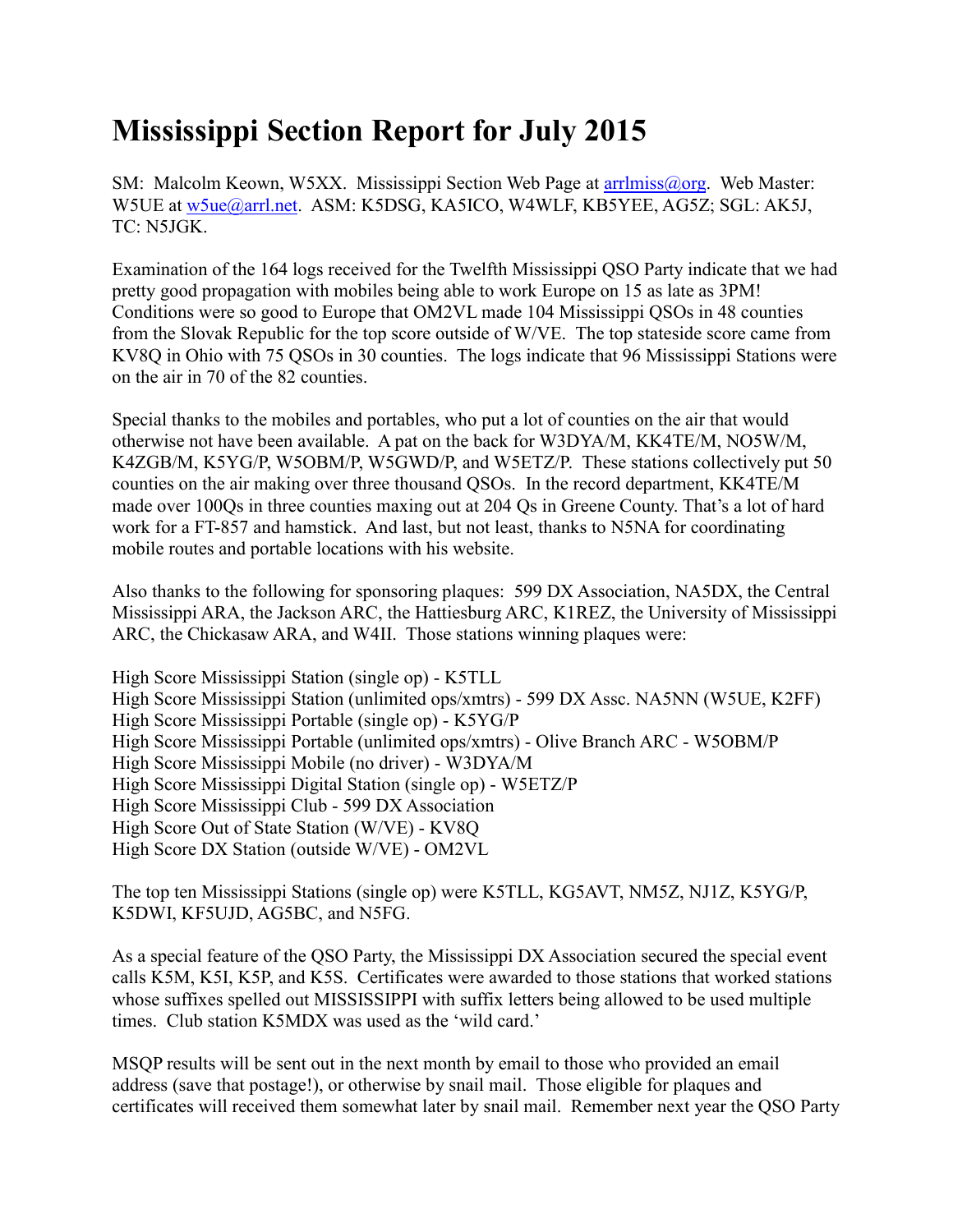# Mississippi Section Report for July 2015

SM: Malcolm Keown, W5XX. Mississippi Section Web Page at arrlmiss@org. Web Master: W5UE at w5ue@arrl.net. ASM: K5DSG, KA5ICO, W4WLF, KB5YEE, AG5Z; SGL: AK5J, TC: N5JGK.

Examination of the 164 logs received for the Twelfth Mississippi QSO Party indicate that we had pretty good propagation with mobiles being able to work Europe on 15 as late as 3PM! Conditions were so good to Europe that OM2VL made 104 Mississippi QSOs in 48 counties from the Slovak Republic for the top score outside of W/VE. The top stateside score came from KV8Q in Ohio with 75 QSOs in 30 counties. The logs indicate that 96 Mississippi Stations were on the air in 70 of the 82 counties.

Special thanks to the mobiles and portables, who put a lot of counties on the air that would otherwise not have been available. A pat on the back for W3DYA/M, KK4TE/M, NO5W/M, K4ZGB/M, K5YG/P, W5OBM/P, W5GWD/P, and W5ETZ/P. These stations collectively put 50 counties on the air making over three thousand QSOs. In the record department, KK4TE/M made over 100Qs in three counties maxing out at 204 Qs in Greene County. That's a lot of hard work for a FT-857 and hamstick. And last, but not least, thanks to N5NA for coordinating mobile routes and portable locations with his website.

Also thanks to the following for sponsoring plaques: 599 DX Association, NA5DX, the Central Mississippi ARA, the Jackson ARC, the Hattiesburg ARC, K1REZ, the University of Mississippi ARC, the Chickasaw ARA, and W4II. Those stations winning plaques were:

High Score Mississippi Station (single op) - K5TLL
High Score Mississippi Station (unlimited ops/xmtrs) - 599 DX Assc. NA5NN (W5UE, K2FF)
High Score Mississippi Portable (single op) - K5YG/P
High Score Mississippi Portable (unlimited ops/xmtrs) - Olive Branch ARC - W5OBM/P
High Score Mississippi Mobile (no driver) - W3DYA/M
High Score Mississippi Digital Station (single op) - W5ETZ/P
High Score Mississippi Club - 599 DX Association
High Score Out of State Station (W/VE) - KV8Q
High Score DX Station (outside W/VE) - OM2VL

The top ten Mississippi Stations (single op) were K5TLL, KG5AVT, NM5Z, NJ1Z, K5YG/P, K5DWI, KF5UJD, AG5BC, and N5FG.

As a special feature of the QSO Party, the Mississippi DX Association secured the special event calls K5M, K5I, K5P, and K5S. Certificates were awarded to those stations that worked stations whose suffixes spelled out MISSISSIPPI with suffix letters being allowed to be used multiple times. Club station K5MDX was used as the 'wild card.'

MSQP results will be sent out in the next month by email to those who provided an email address (save that postage!), or otherwise by snail mail. Those eligible for plaques and certificates will received them somewhat later by snail mail. Remember next year the QSO Party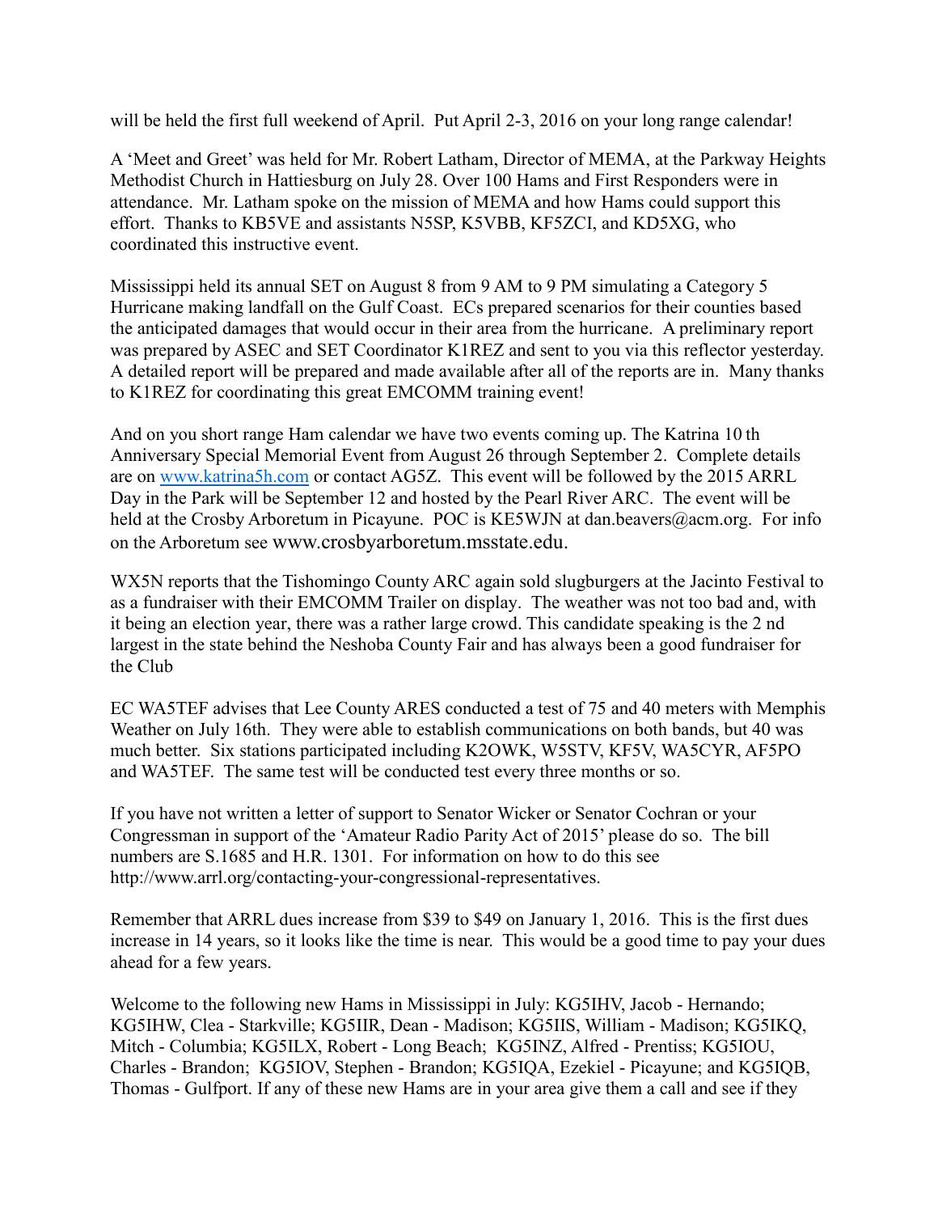will be held the first full weekend of April. Put April 2-3, 2016 on your long range calendar!

A 'Meet and Greet' was held for Mr. Robert Latham, Director of MEMA, at the Parkway Heights Methodist Church in Hattiesburg on July 28. Over 100 Hams and First Responders were in attendance. Mr. Latham spoke on the mission of MEMA and how Hams could support this effort. Thanks to KB5VE and assistants N5SP, K5VBB, KF5ZCI, and KD5XG, who coordinated this instructive event.

Mississippi held its annual SET on August 8 from 9 AM to 9 PM simulating a Category 5 Hurricane making landfall on the Gulf Coast. ECs prepared scenarios for their counties based the anticipated damages that would occur in their area from the hurricane. A preliminary report was prepared by ASEC and SET Coordinator K1REZ and sent to you via this reflector yesterday. A detailed report will be prepared and made available after all of the reports are in. Many thanks to K1REZ for coordinating this great EMCOMM training event!

And on you short range Ham calendar we have two events coming up. The Katrina 10 th Anniversary Special Memorial Event from August 26 through September 2. Complete details are on [www.katrina5h.com](http://www.katrina5h.com) or contact AG5Z. This event will be followed by the 2015 ARRL Day in the Park will be September 12 and hosted by the Pearl River ARC. The event will be held at the Crosby Arboretum in Picayune. POC is KE5WJN at dan.beavers@acm.org. For info on the Arboretum see www.crosbyarboretum.msstate.edu.

WX5N reports that the Tishomingo County ARC again sold slugburgers at the Jacinto Festival to as a fundraiser with their EMCOMM Trailer on display. The weather was not too bad and, with it being an election year, there was a rather large crowd. This candidate speaking is the 2 nd largest in the state behind the Neshoba County Fair and has always been a good fundraiser for the Club

EC WA5TEF advises that Lee County ARES conducted a test of 75 and 40 meters with Memphis Weather on July 16th. They were able to establish communications on both bands, but 40 was much better. Six stations participated including K2OWK, W5STV, KF5V, WA5CYR, AF5PO and WA5TEF. The same test will be conducted test every three months or so.

If you have not written a letter of support to Senator Wicker or Senator Cochran or your Congressman in support of the 'Amateur Radio Parity Act of 2015' please do so. The bill numbers are S.1685 and H.R. 1301. For information on how to do this see http://www.arrl.org/contacting-your-congressional-representatives.

Remember that ARRL dues increase from $39 to $49 on January 1, 2016. This is the first dues increase in 14 years, so it looks like the time is near. This would be a good time to pay your dues ahead for a few years.

Welcome to the following new Hams in Mississippi in July: KG5IHV, Jacob - Hernando; KG5IHW, Clea - Starkville; KG5IIR, Dean - Madison; KG5IIS, William - Madison; KG5IKQ, Mitch - Columbia; KG5ILX, Robert - Long Beach; KG5INZ, Alfred - Prentiss; KG5IOU, Charles - Brandon; KG5IOV, Stephen - Brandon; KG5IQA, Ezekiel - Picayune; and KG5IQB, Thomas - Gulfport. If any of these new Hams are in your area give them a call and see if they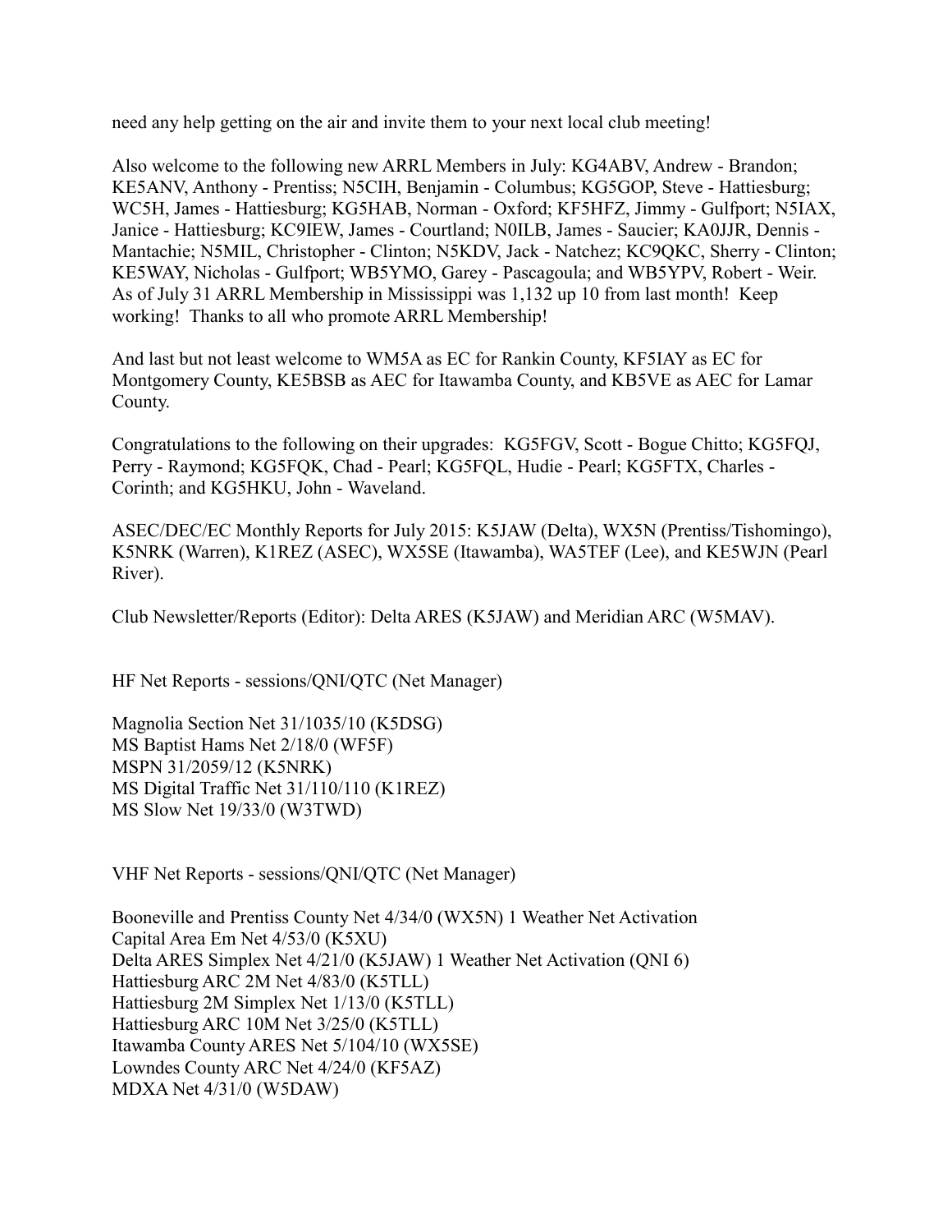need any help getting on the air and invite them to your next local club meeting!

Also welcome to the following new ARRL Members in July: KG4ABV, Andrew - Brandon; KE5ANV, Anthony - Prentiss; N5CIH, Benjamin - Columbus; KG5GOP, Steve - Hattiesburg; WC5H, James - Hattiesburg; KG5HAB, Norman - Oxford; KF5HFZ, Jimmy - Gulfport; N5IAX, Janice - Hattiesburg; KC9IEW, James - Courtland; N0ILB, James - Saucier; KA0JJR, Dennis - Mantachie; N5MIL, Christopher - Clinton; N5KDV, Jack - Natchez; KC9QKC, Sherry - Clinton; KE5WAY, Nicholas - Gulfport; WB5YMO, Garey - Pascagoula; and WB5YPV, Robert - Weir. As of July 31 ARRL Membership in Mississippi was 1,132 up 10 from last month! Keep working! Thanks to all who promote ARRL Membership!

And last but not least welcome to WM5A as EC for Rankin County, KF5IAY as EC for Montgomery County, KE5BSB as AEC for Itawamba County, and KB5VE as AEC for Lamar County.

Congratulations to the following on their upgrades: KG5FGV, Scott - Bogue Chitto; KG5FQJ, Perry - Raymond; KG5FQK, Chad - Pearl; KG5FQL, Hudie - Pearl; KG5FTX, Charles - Corinth; and KG5HKU, John - Waveland.

ASEC/DEC/EC Monthly Reports for July 2015: K5JAW (Delta), WX5N (Prentiss/Tishomingo), K5NRK (Warren), K1REZ (ASEC), WX5SE (Itawamba), WA5TEF (Lee), and KE5WJN (Pearl River).

Club Newsletter/Reports (Editor): Delta ARES (K5JAW) and Meridian ARC (W5MAV).

HF Net Reports - sessions/QNI/QTC (Net Manager)

Magnolia Section Net 31/1035/10 (K5DSG)
MS Baptist Hams Net 2/18/0 (WF5F)
MSPN 31/2059/12 (K5NRK)
MS Digital Traffic Net 31/110/110 (K1REZ)
MS Slow Net 19/33/0 (W3TWD)

VHF Net Reports - sessions/QNI/QTC (Net Manager)

Booneville and Prentiss County Net 4/34/0 (WX5N) 1 Weather Net Activation
Capital Area Em Net 4/53/0 (K5XU)
Delta ARES Simplex Net 4/21/0 (K5JAW) 1 Weather Net Activation (QNI 6)
Hattiesburg ARC 2M Net 4/83/0 (K5TLL)
Hattiesburg 2M Simplex Net 1/13/0 (K5TLL)
Hattiesburg ARC 10M Net 3/25/0 (K5TLL)
Itawamba County ARES Net 5/104/10 (WX5SE)
Lowndes County ARC Net 4/24/0 (KF5AZ)
MDXA Net 4/31/0 (W5DAW)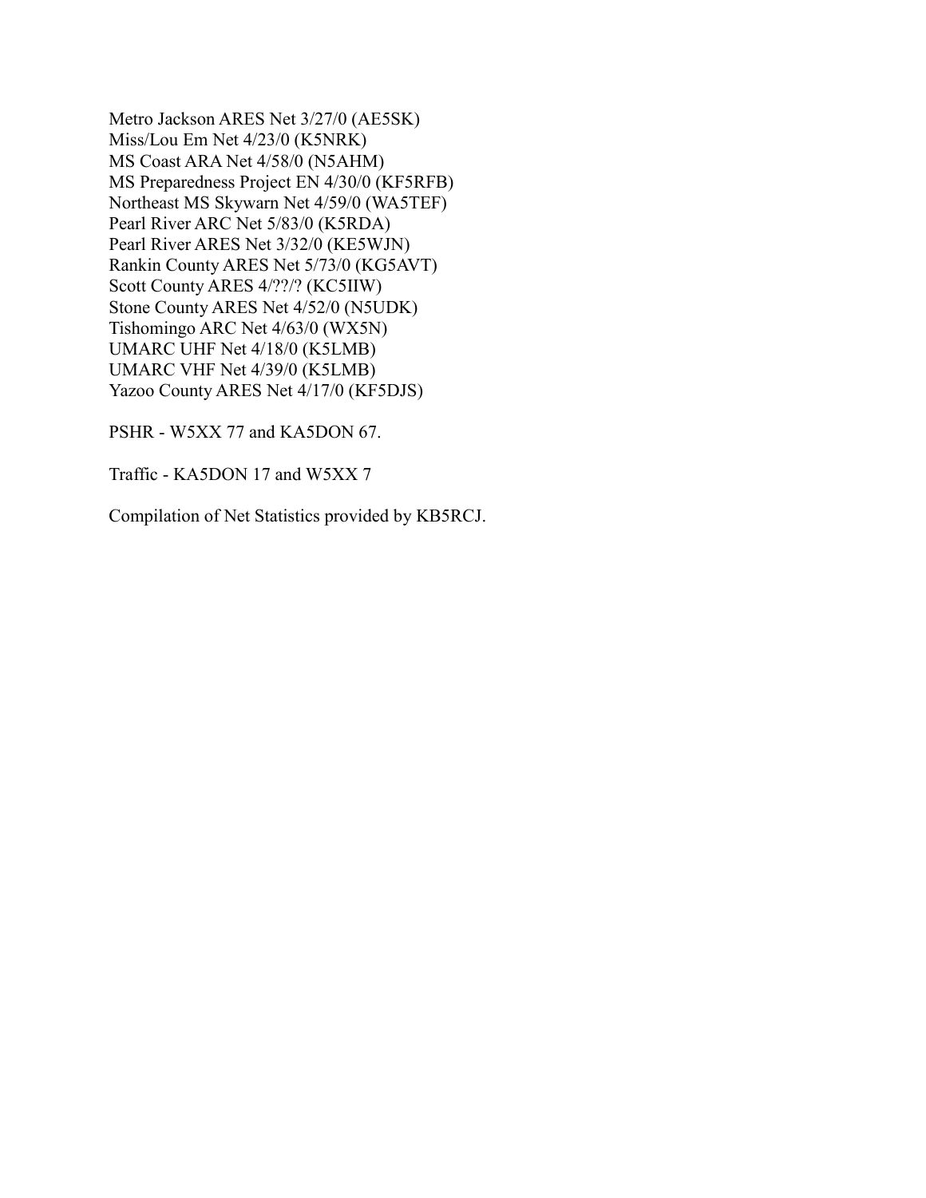Metro Jackson ARES Net 3/27/0 (AE5SK)
Miss/Lou Em Net 4/23/0 (K5NRK)
MS Coast ARA Net 4/58/0 (N5AHM)
MS Preparedness Project EN 4/30/0 (KF5RFB)
Northeast MS Skywarn Net 4/59/0 (WA5TEF)
Pearl River ARC Net 5/83/0 (K5RDA)
Pearl River ARES Net 3/32/0 (KE5WJN)
Rankin County ARES Net 5/73/0 (KG5AVT)
Scott County ARES 4/??/? (KC5IIW)
Stone County ARES Net 4/52/0 (N5UDK)
Tishomingo ARC Net 4/63/0 (WX5N)
UMARC UHF Net 4/18/0 (K5LMB)
UMARC VHF Net 4/39/0 (K5LMB)
Yazoo County ARES Net 4/17/0 (KF5DJS)

PSHR - W5XX 77 and KA5DON 67.

Traffic - KA5DON 17 and W5XX 7

Compilation of Net Statistics provided by KB5RCJ.